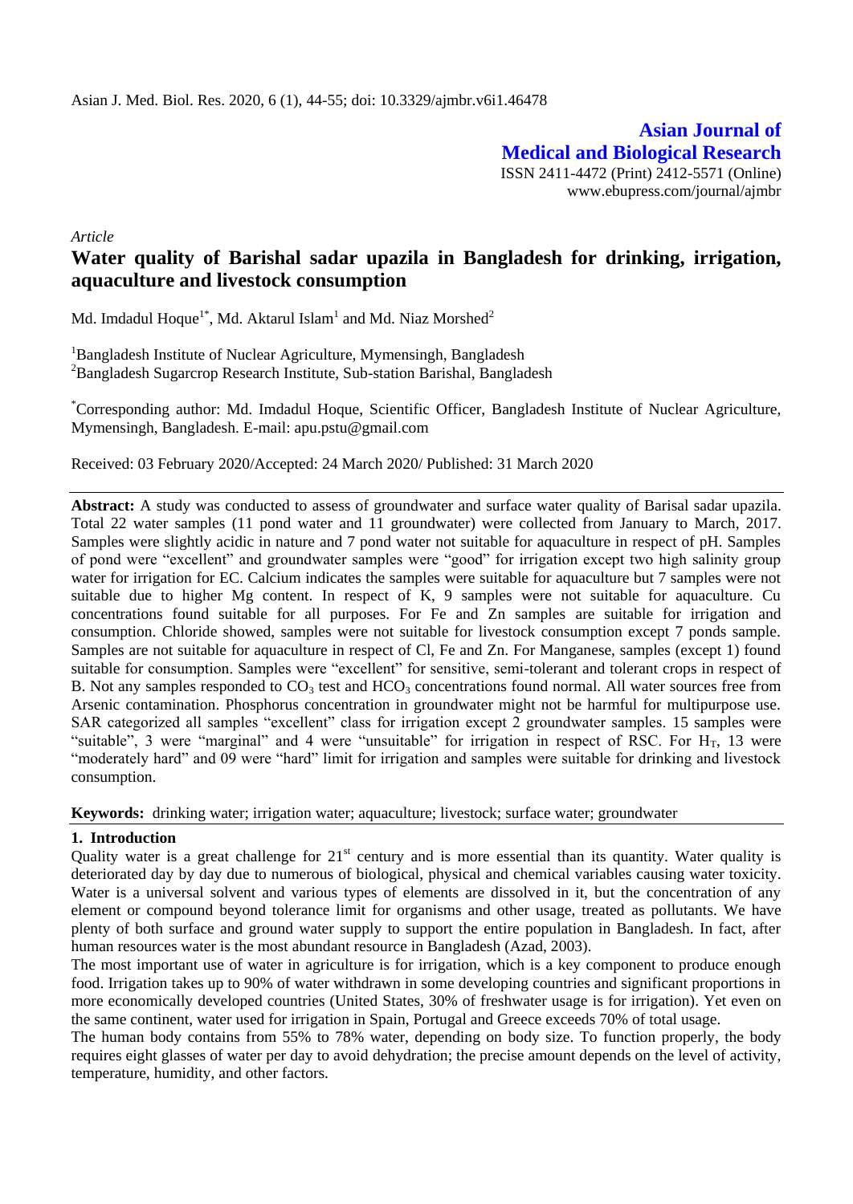**Asian Journal of Medical and Biological Research**

ISSN 2411-4472 (Print) 2412-5571 (Online)
www.ebupress.com/journal/ajmbr

*Article*

# Water quality of Barishal sadar upazila in Bangladesh for drinking, irrigation, aquaculture and livestock consumption

Md. Imdadul Hoque[1*], Md. Aktarul Islam[1] and Md. Niaz Morshed[2]

[1]Bangladesh Institute of Nuclear Agriculture, Mymensingh, Bangladesh
[2]Bangladesh Sugarcrop Research Institute, Sub-station Barishal, Bangladesh

[*]Corresponding author: Md. Imdadul Hoque, Scientific Officer, Bangladesh Institute of Nuclear Agriculture, Mymensingh, Bangladesh. E-mail: apu.pstu@gmail.com

Received: 03 February 2020/Accepted: 24 March 2020/ Published: 31 March 2020

**Abstract:** A study was conducted to assess of groundwater and surface water quality of Barisal sadar upazila. Total 22 water samples (11 pond water and 11 groundwater) were collected from January to March, 2017. Samples were slightly acidic in nature and 7 pond water not suitable for aquaculture in respect of pH. Samples of pond were "excellent" and groundwater samples were "good" for irrigation except two high salinity group water for irrigation for EC. Calcium indicates the samples were suitable for aquaculture but 7 samples were not suitable due to higher Mg content. In respect of K, 9 samples were not suitable for aquaculture. Cu concentrations found suitable for all purposes. For Fe and Zn samples are suitable for irrigation and consumption. Chloride showed, samples were not suitable for livestock consumption except 7 ponds sample. Samples are not suitable for aquaculture in respect of Cl, Fe and Zn. For Manganese, samples (except 1) found suitable for consumption. Samples were "excellent" for sensitive, semi-tolerant and tolerant crops in respect of B. Not any samples responded to $CO_3$ test and $HCO_3$ concentrations found normal. All water sources free from Arsenic contamination. Phosphorus concentration in groundwater might not be harmful for multipurpose use. SAR categorized all samples "excellent" class for irrigation except 2 groundwater samples. 15 samples were "suitable", 3 were "marginal" and 4 were "unsuitable" for irrigation in respect of RSC. For $H_T$, 13 were "moderately hard" and 09 were "hard" limit for irrigation and samples were suitable for drinking and livestock consumption.

**Keywords:** drinking water; irrigation water; aquaculture; livestock; surface water; groundwater

## 1. Introduction

Quality water is a great challenge for 21[st] century and is more essential than its quantity. Water quality is deteriorated day by day due to numerous of biological, physical and chemical variables causing water toxicity. Water is a universal solvent and various types of elements are dissolved in it, but the concentration of any element or compound beyond tolerance limit for organisms and other usage, treated as pollutants. We have plenty of both surface and ground water supply to support the entire population in Bangladesh. In fact, after human resources water is the most abundant resource in Bangladesh (Azad, 2003).

The most important use of water in agriculture is for irrigation, which is a key component to produce enough food. Irrigation takes up to 90% of water withdrawn in some developing countries and significant proportions in more economically developed countries (United States, 30% of freshwater usage is for irrigation). Yet even on the same continent, water used for irrigation in Spain, Portugal and Greece exceeds 70% of total usage.

The human body contains from 55% to 78% water, depending on body size. To function properly, the body requires eight glasses of water per day to avoid dehydration; the precise amount depends on the level of activity, temperature, humidity, and other factors.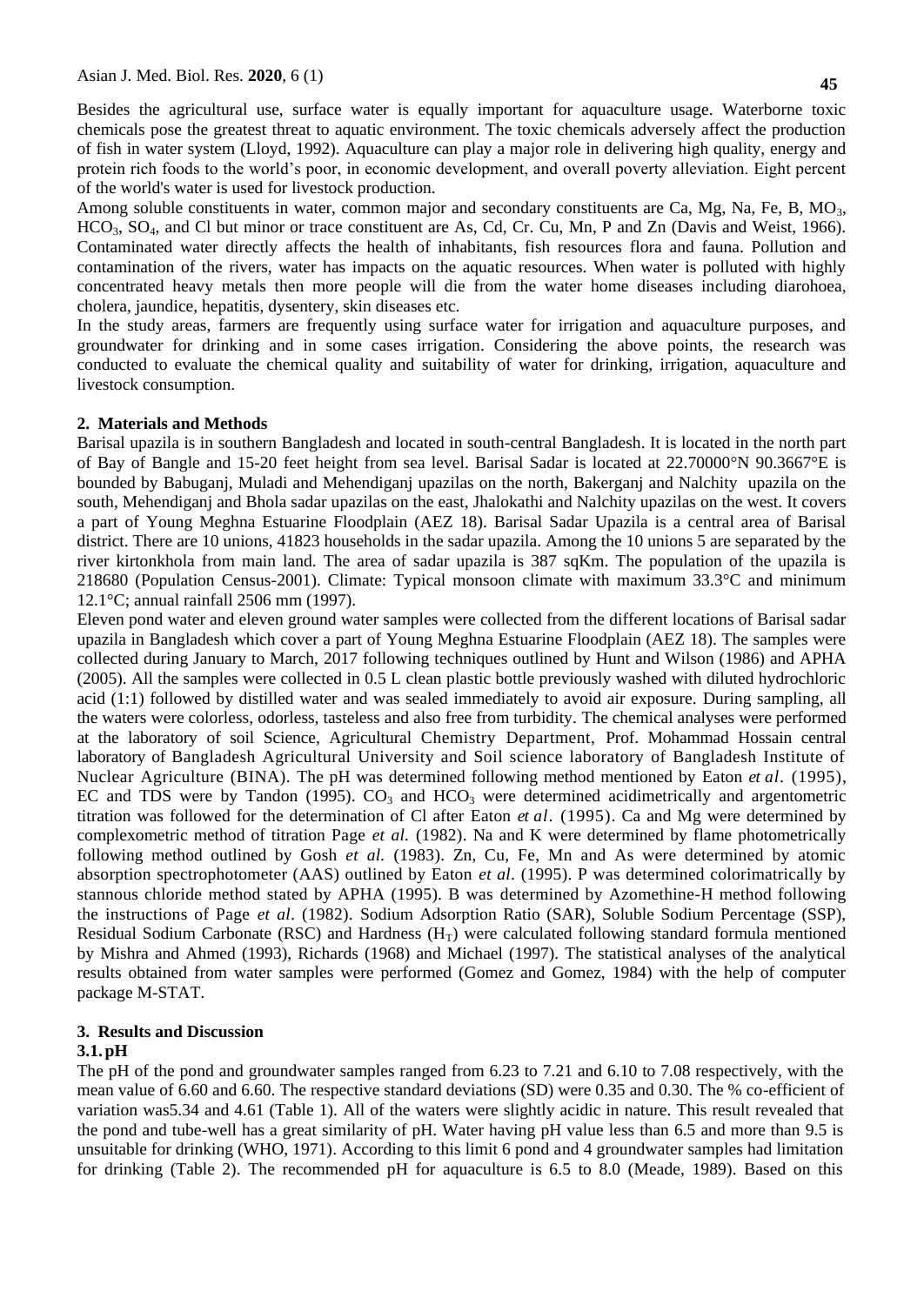Besides the agricultural use, surface water is equally important for aquaculture usage. Waterborne toxic chemicals pose the greatest threat to aquatic environment. The toxic chemicals adversely affect the production of fish in water system (Lloyd, 1992). Aquaculture can play a major role in delivering high quality, energy and protein rich foods to the world's poor, in economic development, and overall poverty alleviation. Eight percent of the world's water is used for livestock production.

Among soluble constituents in water, common major and secondary constituents are Ca, Mg, Na, Fe, B, $MO_3$, $HCO_3$, $SO_4$, and Cl but minor or trace constituent are As, Cd, Cr. Cu, Mn, P and Zn (Davis and Weist, 1966). Contaminated water directly affects the health of inhabitants, fish resources flora and fauna. Pollution and contamination of the rivers, water has impacts on the aquatic resources. When water is polluted with highly concentrated heavy metals then more people will die from the water home diseases including diarohoea, cholera, jaundice, hepatitis, dysentery, skin diseases etc.

In the study areas, farmers are frequently using surface water for irrigation and aquaculture purposes, and groundwater for drinking and in some cases irrigation. Considering the above points, the research was conducted to evaluate the chemical quality and suitability of water for drinking, irrigation, aquaculture and livestock consumption.

## 2. Materials and Methods

Barisal upazila is in southern Bangladesh and located in south-central Bangladesh. It is located in the north part of Bay of Bangle and 15-20 feet height from sea level. Barisal Sadar is located at 22.70000°N 90.3667°E is bounded by Babuganj, Muladi and Mehendiganj upazilas on the north, Bakerganj and Nalchity upazila on the south, Mehendiganj and Bhola sadar upazilas on the east, Jhalokathi and Nalchity upazilas on the west. It covers a part of Young Meghna Estuarine Floodplain (AEZ 18). Barisal Sadar Upazila is a central area of Barisal district. There are 10 unions, 41823 households in the sadar upazila. Among the 10 unions 5 are separated by the river kirtonkhola from main land. The area of sadar upazila is 387 sqKm. The population of the upazila is 218680 (Population Census-2001). Climate: Typical monsoon climate with maximum 33.3°C and minimum 12.1°C; annual rainfall 2506 mm (1997).

Eleven pond water and eleven ground water samples were collected from the different locations of Barisal sadar upazila in Bangladesh which cover a part of Young Meghna Estuarine Floodplain (AEZ 18). The samples were collected during January to March, 2017 following techniques outlined by Hunt and Wilson (1986) and APHA (2005). All the samples were collected in 0.5 L clean plastic bottle previously washed with diluted hydrochloric acid (1:1) followed by distilled water and was sealed immediately to avoid air exposure. During sampling, all the waters were colorless, odorless, tasteless and also free from turbidity. The chemical analyses were performed at the laboratory of soil Science, Agricultural Chemistry Department, Prof. Mohammad Hossain central laboratory of Bangladesh Agricultural University and Soil science laboratory of Bangladesh Institute of Nuclear Agriculture (BINA). The pH was determined following method mentioned by Eaton *et al*. (1995), EC and TDS were by Tandon (1995). $CO_3$ and $HCO_3$ were determined acidimetrically and argentometric titration was followed for the determination of Cl after Eaton *et al*. (1995). Ca and Mg were determined by complexometric method of titration Page *et al.* (1982). Na and K were determined by flame photometrically following method outlined by Gosh *et al.* (1983). Zn, Cu, Fe, Mn and As were determined by atomic absorption spectrophotometer (AAS) outlined by Eaton *et al*. (1995). P was determined colorimatrically by stannous chloride method stated by APHA (1995). B was determined by Azomethine-H method following the instructions of Page *et al*. (1982). Sodium Adsorption Ratio (SAR), Soluble Sodium Percentage (SSP), Residual Sodium Carbonate (RSC) and Hardness ($H_T$) were calculated following standard formula mentioned by Mishra and Ahmed (1993), Richards (1968) and Michael (1997). The statistical analyses of the analytical results obtained from water samples were performed (Gomez and Gomez, 1984) with the help of computer package M-STAT.

## 3. Results and Discussion

### 3.1. pH

The pH of the pond and groundwater samples ranged from 6.23 to 7.21 and 6.10 to 7.08 respectively, with the mean value of 6.60 and 6.60. The respective standard deviations (SD) were 0.35 and 0.30. The % co-efficient of variation was5.34 and 4.61 (Table 1). All of the waters were slightly acidic in nature. This result revealed that the pond and tube-well has a great similarity of pH. Water having pH value less than 6.5 and more than 9.5 is unsuitable for drinking (WHO, 1971). According to this limit 6 pond and 4 groundwater samples had limitation for drinking (Table 2). The recommended pH for aquaculture is 6.5 to 8.0 (Meade, 1989). Based on this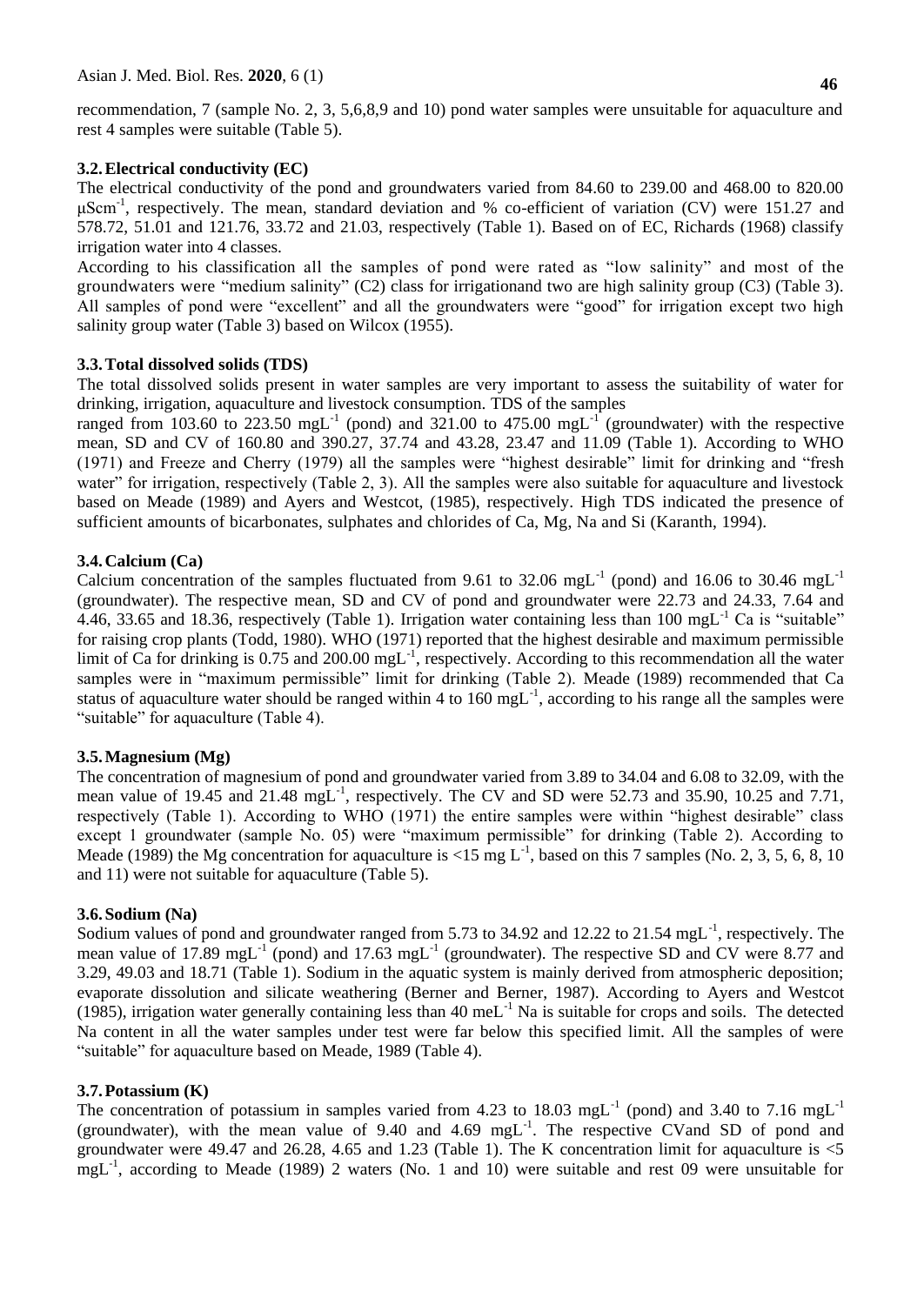recommendation, 7 (sample No. 2, 3, 5,6,8,9 and 10) pond water samples were unsuitable for aquaculture and rest 4 samples were suitable (Table 5).

### 3.2. Electrical conductivity (EC)

The electrical conductivity of the pond and groundwaters varied from 84.60 to 239.00 and 468.00 to 820.00 $\mu Scm^{-1}$, respectively. The mean, standard deviation and % co-efficient of variation (CV) were 151.27 and 578.72, 51.01 and 121.76, 33.72 and 21.03, respectively (Table 1). Based on of EC, Richards (1968) classify irrigation water into 4 classes.

According to his classification all the samples of pond were rated as "low salinity" and most of the groundwaters were "medium salinity" (C2) class for irrigationand two are high salinity group (C3) (Table 3). All samples of pond were "excellent" and all the groundwaters were "good" for irrigation except two high salinity group water (Table 3) based on Wilcox (1955).

### 3.3. Total dissolved solids (TDS)

The total dissolved solids present in water samples are very important to assess the suitability of water for drinking, irrigation, aquaculture and livestock consumption. TDS of the samples ranged from 103.60 to 223.50 $mgL^{-1}$ (pond) and 321.00 to 475.00 $mgL^{-1}$ (groundwater) with the respective mean, SD and CV of 160.80 and 390.27, 37.74 and 43.28, 23.47 and 11.09 (Table 1). According to WHO (1971) and Freeze and Cherry (1979) all the samples were "highest desirable" limit for drinking and "fresh water" for irrigation, respectively (Table 2, 3). All the samples were also suitable for aquaculture and livestock based on Meade (1989) and Ayers and Westcot, (1985), respectively. High TDS indicated the presence of sufficient amounts of bicarbonates, sulphates and chlorides of Ca, Mg, Na and Si (Karanth, 1994).

### 3.4. Calcium (Ca)

Calcium concentration of the samples fluctuated from 9.61 to 32.06 $mgL^{-1}$ (pond) and 16.06 to 30.46 $mgL^{-1}$ (groundwater). The respective mean, SD and CV of pond and groundwater were 22.73 and 24.33, 7.64 and 4.46, 33.65 and 18.36, respectively (Table 1). Irrigation water containing less than 100 $mgL^{-1}$ Ca is "suitable" for raising crop plants (Todd, 1980). WHO (1971) reported that the highest desirable and maximum permissible limit of Ca for drinking is 0.75 and 200.00 $mgL^{-1}$, respectively. According to this recommendation all the water samples were in "maximum permissible" limit for drinking (Table 2). Meade (1989) recommended that Ca status of aquaculture water should be ranged within 4 to 160 $mgL^{-1}$, according to his range all the samples were "suitable" for aquaculture (Table 4).

### 3.5. Magnesium (Mg)

The concentration of magnesium of pond and groundwater varied from 3.89 to 34.04 and 6.08 to 32.09, with the mean value of 19.45 and 21.48 $mgL^{-1}$, respectively. The CV and SD were 52.73 and 35.90, 10.25 and 7.71, respectively (Table 1). According to WHO (1971) the entire samples were within "highest desirable" class except 1 groundwater (sample No. 05) were "maximum permissible" for drinking (Table 2). According to Meade (1989) the Mg concentration for aquaculture is <15 mg $L^{-1}$, based on this 7 samples (No. 2, 3, 5, 6, 8, 10 and 11) were not suitable for aquaculture (Table 5).

### 3.6. Sodium (Na)

Sodium values of pond and groundwater ranged from 5.73 to 34.92 and 12.22 to 21.54 $mgL^{-1}$, respectively. The mean value of 17.89 $mgL^{-1}$ (pond) and 17.63 $mgL^{-1}$ (groundwater). The respective SD and CV were 8.77 and 3.29, 49.03 and 18.71 (Table 1). Sodium in the aquatic system is mainly derived from atmospheric deposition; evaporate dissolution and silicate weathering (Berner and Berner, 1987). According to Ayers and Westcot (1985), irrigation water generally containing less than 40 $meL^{-1}$ Na is suitable for crops and soils. The detected Na content in all the water samples under test were far below this specified limit. All the samples of were "suitable" for aquaculture based on Meade, 1989 (Table 4).

### 3.7. Potassium (K)

The concentration of potassium in samples varied from 4.23 to 18.03 $mgL^{-1}$ (pond) and 3.40 to 7.16 $mgL^{-1}$ (groundwater), with the mean value of 9.40 and 4.69 $mgL^{-1}$. The respective CVand SD of pond and groundwater were 49.47 and 26.28, 4.65 and 1.23 (Table 1). The K concentration limit for aquaculture is <5 $mgL^{-1}$, according to Meade (1989) 2 waters (No. 1 and 10) were suitable and rest 09 were unsuitable for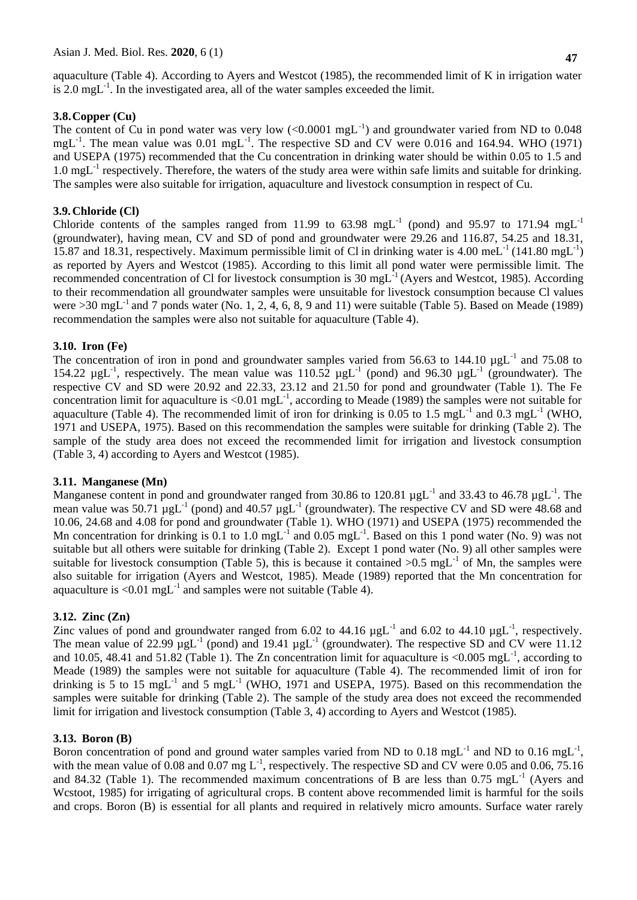aquaculture (Table 4). According to Ayers and Westcot (1985), the recommended limit of K in irrigation water is 2.0 $mgL^{-1}$. In the investigated area, all of the water samples exceeded the limit.

### 3.8. Copper (Cu)

The content of Cu in pond water was very low (<0.0001 $mgL^{-1}$) and groundwater varied from ND to 0.048 $mgL^{-1}$. The mean value was 0.01 $mgL^{-1}$. The respective SD and CV were 0.016 and 164.94. WHO (1971) and USEPA (1975) recommended that the Cu concentration in drinking water should be within 0.05 to 1.5 and 1.0 $mgL^{-1}$ respectively. Therefore, the waters of the study area were within safe limits and suitable for drinking. The samples were also suitable for irrigation, aquaculture and livestock consumption in respect of Cu.

### 3.9. Chloride (Cl)

Chloride contents of the samples ranged from 11.99 to 63.98 $mgL^{-1}$ (pond) and 95.97 to 171.94 $mgL^{-1}$ (groundwater), having mean, CV and SD of pond and groundwater were 29.26 and 116.87, 54.25 and 18.31, 15.87 and 18.31, respectively. Maximum permissible limit of Cl in drinking water is 4.00 $meL^{-1}$ (141.80 $mgL^{-1}$) as reported by Ayers and Westcot (1985). According to this limit all pond water were permissible limit. The recommended concentration of Cl for livestock consumption is 30 $mgL^{-1}$ (Ayers and Westcot, 1985). According to their recommendation all groundwater samples were unsuitable for livestock consumption because Cl values were >30 $mgL^{-1}$ and 7 ponds water (No. 1, 2, 4, 6, 8, 9 and 11) were suitable (Table 5). Based on Meade (1989) recommendation the samples were also not suitable for aquaculture (Table 4).

### 3.10. Iron (Fe)

The concentration of iron in pond and groundwater samples varied from 56.63 to 144.10 $\mu gL^{-1}$ and 75.08 to 154.22 $\mu gL^{-1}$, respectively. The mean value was 110.52 $\mu gL^{-1}$ (pond) and 96.30 $\mu gL^{-1}$ (groundwater). The respective CV and SD were 20.92 and 22.33, 23.12 and 21.50 for pond and groundwater (Table 1). The Fe concentration limit for aquaculture is <0.01 $mgL^{-1}$, according to Meade (1989) the samples were not suitable for aquaculture (Table 4). The recommended limit of iron for drinking is 0.05 to 1.5 $mgL^{-1}$ and 0.3 $mgL^{-1}$ (WHO, 1971 and USEPA, 1975). Based on this recommendation the samples were suitable for drinking (Table 2). The sample of the study area does not exceed the recommended limit for irrigation and livestock consumption (Table 3, 4) according to Ayers and Westcot (1985).

### 3.11. Manganese (Mn)

Manganese content in pond and groundwater ranged from 30.86 to 120.81 $\mu gL^{-1}$ and 33.43 to 46.78 $\mu gL^{-1}$. The mean value was 50.71 $\mu gL^{-1}$ (pond) and 40.57 $\mu gL^{-1}$ (groundwater). The respective CV and SD were 48.68 and 10.06, 24.68 and 4.08 for pond and groundwater (Table 1). WHO (1971) and USEPA (1975) recommended the Mn concentration for drinking is 0.1 to 1.0 $mgL^{-1}$ and 0.05 $mgL^{-1}$. Based on this 1 pond water (No. 9) was not suitable but all others were suitable for drinking (Table 2). Except 1 pond water (No. 9) all other samples were suitable for livestock consumption (Table 5), this is because it contained >0.5 $mgL^{-1}$ of Mn, the samples were also suitable for irrigation (Ayers and Westcot, 1985). Meade (1989) reported that the Mn concentration for aquaculture is <0.01 $mgL^{-1}$ and samples were not suitable (Table 4).

### 3.12. Zinc (Zn)

Zinc values of pond and groundwater ranged from 6.02 to 44.16 $\mu gL^{-1}$ and 6.02 to 44.10 $\mu gL^{-1}$, respectively. The mean value of 22.99 $\mu gL^{-1}$ (pond) and 19.41 $\mu gL^{-1}$ (groundwater). The respective SD and CV were 11.12 and 10.05, 48.41 and 51.82 (Table 1). The Zn concentration limit for aquaculture is <0.005 $mgL^{-1}$, according to Meade (1989) the samples were not suitable for aquaculture (Table 4). The recommended limit of iron for drinking is 5 to 15 $mgL^{-1}$ and 5 $mgL^{-1}$ (WHO, 1971 and USEPA, 1975). Based on this recommendation the samples were suitable for drinking (Table 2). The sample of the study area does not exceed the recommended limit for irrigation and livestock consumption (Table 3, 4) according to Ayers and Westcot (1985).

### 3.13. Boron (B)

Boron concentration of pond and ground water samples varied from ND to 0.18 $mgL^{-1}$ and ND to 0.16 $mgL^{-1}$, with the mean value of 0.08 and 0.07 mg $L^{-1}$, respectively. The respective SD and CV were 0.05 and 0.06, 75.16 and 84.32 (Table 1). The recommended maximum concentrations of B are less than 0.75 $mgL^{-1}$ (Ayers and Wcstoot, 1985) for irrigating of agricultural crops. B content above recommended limit is harmful for the soils and crops. Boron (B) is essential for all plants and required in relatively micro amounts. Surface water rarely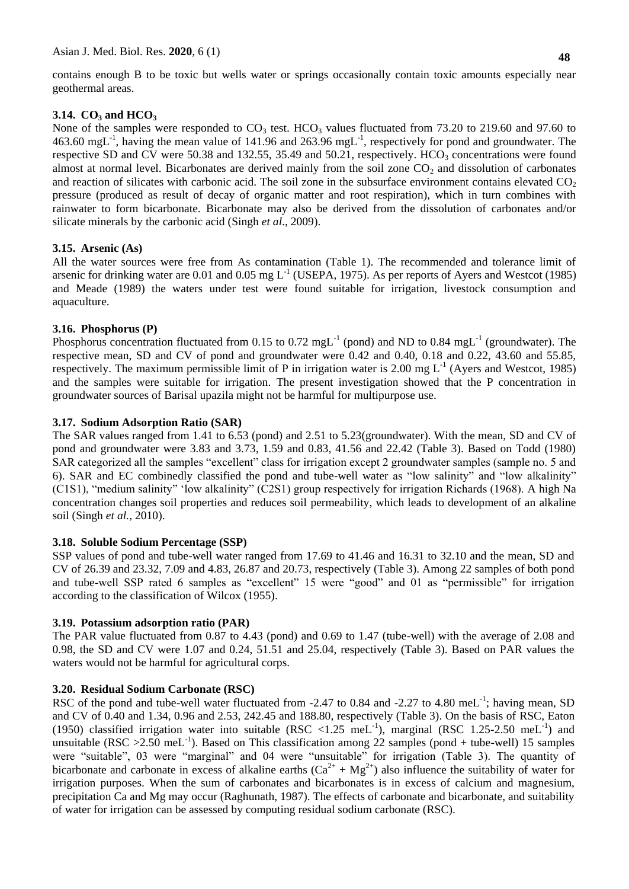contains enough B to be toxic but wells water or springs occasionally contain toxic amounts especially near geothermal areas.

### 3.14. $CO_3$ and $HCO_3$

None of the samples were responded to $CO_3$ test. $HCO_3$ values fluctuated from 73.20 to 219.60 and 97.60 to 463.60 $mgL^{-1}$, having the mean value of 141.96 and 263.96 $mgL^{-1}$, respectively for pond and groundwater. The respective SD and CV were 50.38 and 132.55, 35.49 and 50.21, respectively. $HCO_3$ concentrations were found almost at normal level. Bicarbonates are derived mainly from the soil zone $CO_2$ and dissolution of carbonates and reaction of silicates with carbonic acid. The soil zone in the subsurface environment contains elevated $CO_2$ pressure (produced as result of decay of organic matter and root respiration), which in turn combines with rainwater to form bicarbonate. Bicarbonate may also be derived from the dissolution of carbonates and/or silicate minerals by the carbonic acid (Singh *et al*., 2009).

### 3.15. Arsenic (As)

All the water sources were free from As contamination (Table 1). The recommended and tolerance limit of arsenic for drinking water are 0.01 and 0.05 mg $L^{-1}$ (USEPA, 1975). As per reports of Ayers and Westcot (1985) and Meade (1989) the waters under test were found suitable for irrigation, livestock consumption and aquaculture.

### 3.16. Phosphorus (P)

Phosphorus concentration fluctuated from 0.15 to 0.72 $mgL^{-1}$ (pond) and ND to 0.84 $mgL^{-1}$ (groundwater). The respective mean, SD and CV of pond and groundwater were 0.42 and 0.40, 0.18 and 0.22, 43.60 and 55.85, respectively. The maximum permissible limit of P in irrigation water is 2.00 mg $L^{-1}$ (Ayers and Westcot, 1985) and the samples were suitable for irrigation. The present investigation showed that the P concentration in groundwater sources of Barisal upazila might not be harmful for multipurpose use.

### 3.17. Sodium Adsorption Ratio (SAR)

The SAR values ranged from 1.41 to 6.53 (pond) and 2.51 to 5.23(groundwater). With the mean, SD and CV of pond and groundwater were 3.83 and 3.73, 1.59 and 0.83, 41.56 and 22.42 (Table 3). Based on Todd (1980) SAR categorized all the samples "excellent" class for irrigation except 2 groundwater samples (sample no. 5 and 6). SAR and EC combinedly classified the pond and tube-well water as "low salinity" and "low alkalinity" (C1S1), "medium salinity" 'low alkalinity" (C2S1) group respectively for irrigation Richards (1968). A high Na concentration changes soil properties and reduces soil permeability, which leads to development of an alkaline soil (Singh *et al.*, 2010).

### 3.18. Soluble Sodium Percentage (SSP)

SSP values of pond and tube-well water ranged from 17.69 to 41.46 and 16.31 to 32.10 and the mean, SD and CV of 26.39 and 23.32, 7.09 and 4.83, 26.87 and 20.73, respectively (Table 3). Among 22 samples of both pond and tube-well SSP rated 6 samples as "excellent" 15 were "good" and 01 as "permissible" for irrigation according to the classification of Wilcox (1955).

### 3.19. Potassium adsorption ratio (PAR)

The PAR value fluctuated from 0.87 to 4.43 (pond) and 0.69 to 1.47 (tube-well) with the average of 2.08 and 0.98, the SD and CV were 1.07 and 0.24, 51.51 and 25.04, respectively (Table 3). Based on PAR values the waters would not be harmful for agricultural corps.

### 3.20. Residual Sodium Carbonate (RSC)

RSC of the pond and tube-well water fluctuated from -2.47 to 0.84 and -2.27 to 4.80 $meL^{-1}$; having mean, SD and CV of 0.40 and 1.34, 0.96 and 2.53, 242.45 and 188.80, respectively (Table 3). On the basis of RSC, Eaton (1950) classified irrigation water into suitable (RSC <1.25 $meL^{-1}$), marginal (RSC 1.25-2.50 $meL^{-1}$) and unsuitable (RSC >2.50 $meL^{-1}$). Based on This classification among 22 samples (pond + tube-well) 15 samples were "suitable", 03 were "marginal" and 04 were "unsuitable" for irrigation (Table 3). The quantity of bicarbonate and carbonate in excess of alkaline earths ($Ca^{2+}$ + $Mg^{2+}$) also influence the suitability of water for irrigation purposes. When the sum of carbonates and bicarbonates is in excess of calcium and magnesium, precipitation Ca and Mg may occur (Raghunath, 1987). The effects of carbonate and bicarbonate, and suitability of water for irrigation can be assessed by computing residual sodium carbonate (RSC).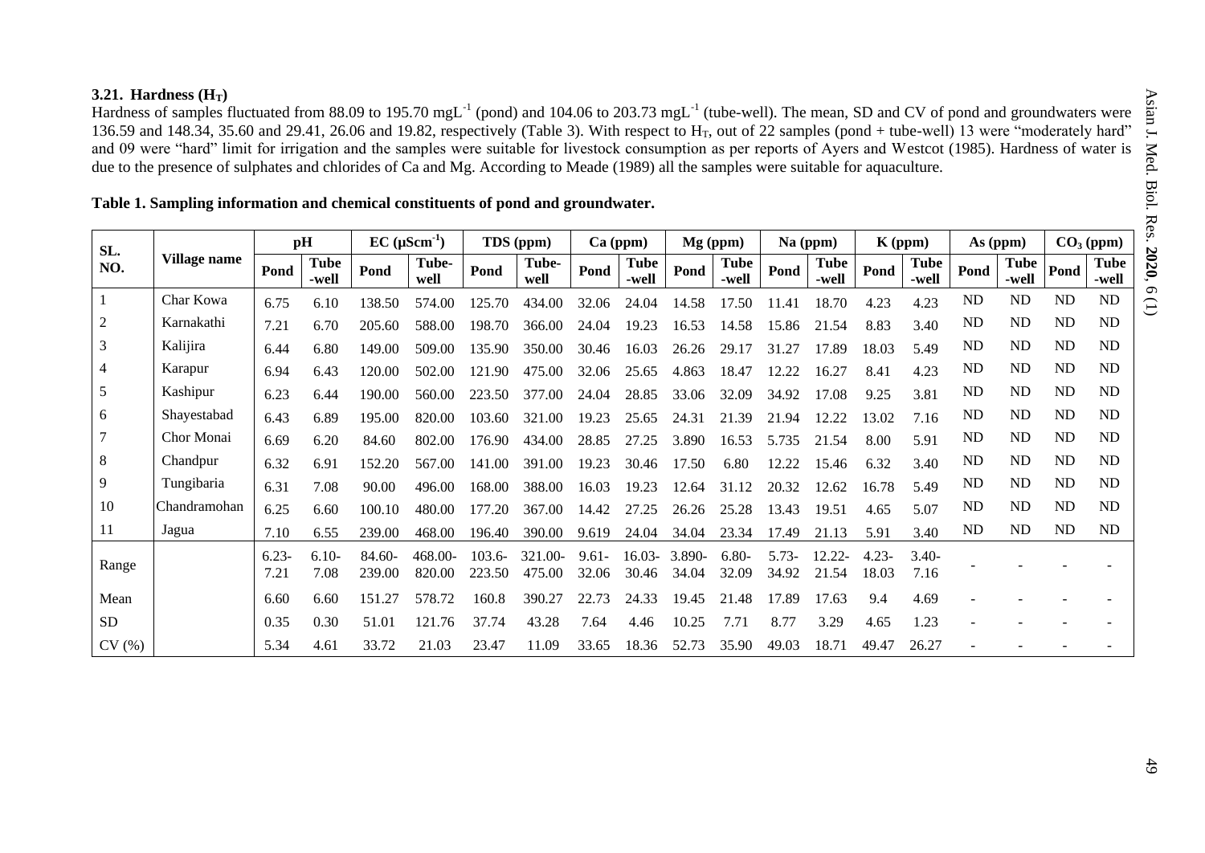### 3.21. Hardness ($H_T$)

Hardness of samples fluctuated from 88.09 to 195.70 mgL$^{-1}$ (pond) and 104.06 to 203.73 mgL$^{-1}$ (tube-well). The mean, SD and CV of pond and groundwaters were 136.59 and 148.34, 35.60 and 29.41, 26.06 and 19.82, respectively (Table 3). With respect to $H_T$, out of 22 samples (pond + tube-well) 13 were "moderately hard" and 09 were "hard" limit for irrigation and the samples were suitable for livestock consumption as per reports of Ayers and Westcot (1985). Hardness of water is due to the presence of sulphates and chlorides of Ca and Mg. According to Meade (1989) all the samples were suitable for aquaculture.

**Table 1. Sampling information and chemical constituents of pond and groundwater.**

| SL. NO. | Village name | pH | | EC (μScm$^{-1}$) | | TDS (ppm) | | Ca (ppm) | | Mg (ppm) | | Na (ppm) | | K (ppm) | | As (ppm) | | $CO_3$ (ppm) | |
|---|---|---|---|---|---|---|---|---|---|---|---|---|---|---|---|---|---|---|---|
| | | Pond | Tube-well | Pond | Tube-well | Pond | Tube-well | Pond | Tube-well | Pond | Tube-well | Pond | Tube-well | Pond | Tube-well | Pond | Tube-well | Pond | Tube-well |
| 1 | Char Kowa | 6.75 | 6.10 | 138.50 | 574.00 | 125.70 | 434.00 | 32.06 | 24.04 | 14.58 | 17.50 | 11.41 | 18.70 | 4.23 | 4.23 | ND | ND | ND | ND |
| 2 | Karnakathi | 7.21 | 6.70 | 205.60 | 588.00 | 198.70 | 366.00 | 24.04 | 19.23 | 16.53 | 14.58 | 15.86 | 21.54 | 8.83 | 3.40 | ND | ND | ND | ND |
| 3 | Kalijira | 6.44 | 6.80 | 149.00 | 509.00 | 135.90 | 350.00 | 30.46 | 16.03 | 26.26 | 29.17 | 31.27 | 17.89 | 18.03 | 5.49 | ND | ND | ND | ND |
| 4 | Karapur | 6.94 | 6.43 | 120.00 | 502.00 | 121.90 | 475.00 | 32.06 | 25.65 | 4.863 | 18.47 | 12.22 | 16.27 | 8.41 | 4.23 | ND | ND | ND | ND |
| 5 | Kashipur | 6.23 | 6.44 | 190.00 | 560.00 | 223.50 | 377.00 | 24.04 | 28.85 | 33.06 | 32.09 | 34.92 | 17.08 | 9.25 | 3.81 | ND | ND | ND | ND |
| 6 | Shayestabad | 6.43 | 6.89 | 195.00 | 820.00 | 103.60 | 321.00 | 19.23 | 25.65 | 24.31 | 21.39 | 21.94 | 12.22 | 13.02 | 7.16 | ND | ND | ND | ND |
| 7 | Chor Monai | 6.69 | 6.20 | 84.60 | 802.00 | 176.90 | 434.00 | 28.85 | 27.25 | 3.890 | 16.53 | 5.735 | 21.54 | 8.00 | 5.91 | ND | ND | ND | ND |
| 8 | Chandpur | 6.32 | 6.91 | 152.20 | 567.00 | 141.00 | 391.00 | 19.23 | 30.46 | 17.50 | 6.80 | 12.22 | 15.46 | 6.32 | 3.40 | ND | ND | ND | ND |
| 9 | Tungibaria | 6.31 | 7.08 | 90.00 | 496.00 | 168.00 | 388.00 | 16.03 | 19.23 | 12.64 | 31.12 | 20.32 | 12.62 | 16.78 | 5.49 | ND | ND | ND | ND |
| 10 | Chandramohan | 6.25 | 6.60 | 100.10 | 480.00 | 177.20 | 367.00 | 14.42 | 27.25 | 26.26 | 25.28 | 13.43 | 19.51 | 4.65 | 5.07 | ND | ND | ND | ND |
| 11 | Jagua | 7.10 | 6.55 | 239.00 | 468.00 | 196.40 | 390.00 | 9.619 | 24.04 | 34.04 | 23.34 | 17.49 | 21.13 | 5.91 | 3.40 | ND | ND | ND | ND |
| Range | | 6.23-7.21 | 6.10-7.08 | 84.60-239.00 | 468.00-820.00 | 103.6-223.50 | 321.00-475.00 | 9.61-32.06 | 16.03-30.46 | 3.890-34.04 | 6.80-32.09 | 5.73-34.92 | 12.22-21.54 | 4.23-18.03 | 3.40-7.16 | - | - | - | - |
| Mean | | 6.60 | 6.60 | 151.27 | 578.72 | 160.8 | 390.27 | 22.73 | 24.33 | 19.45 | 21.48 | 17.89 | 17.63 | 9.4 | 4.69 | - | - | - | - |
| SD | | 0.35 | 0.30 | 51.01 | 121.76 | 37.74 | 43.28 | 7.64 | 4.46 | 10.25 | 7.71 | 8.77 | 3.29 | 4.65 | 1.23 | - | - | - | - |
| CV (%) | | 5.34 | 4.61 | 33.72 | 21.03 | 23.47 | 11.09 | 33.65 | 18.36 | 52.73 | 35.90 | 49.03 | 18.71 | 49.47 | 26.27 | - | - | - | - |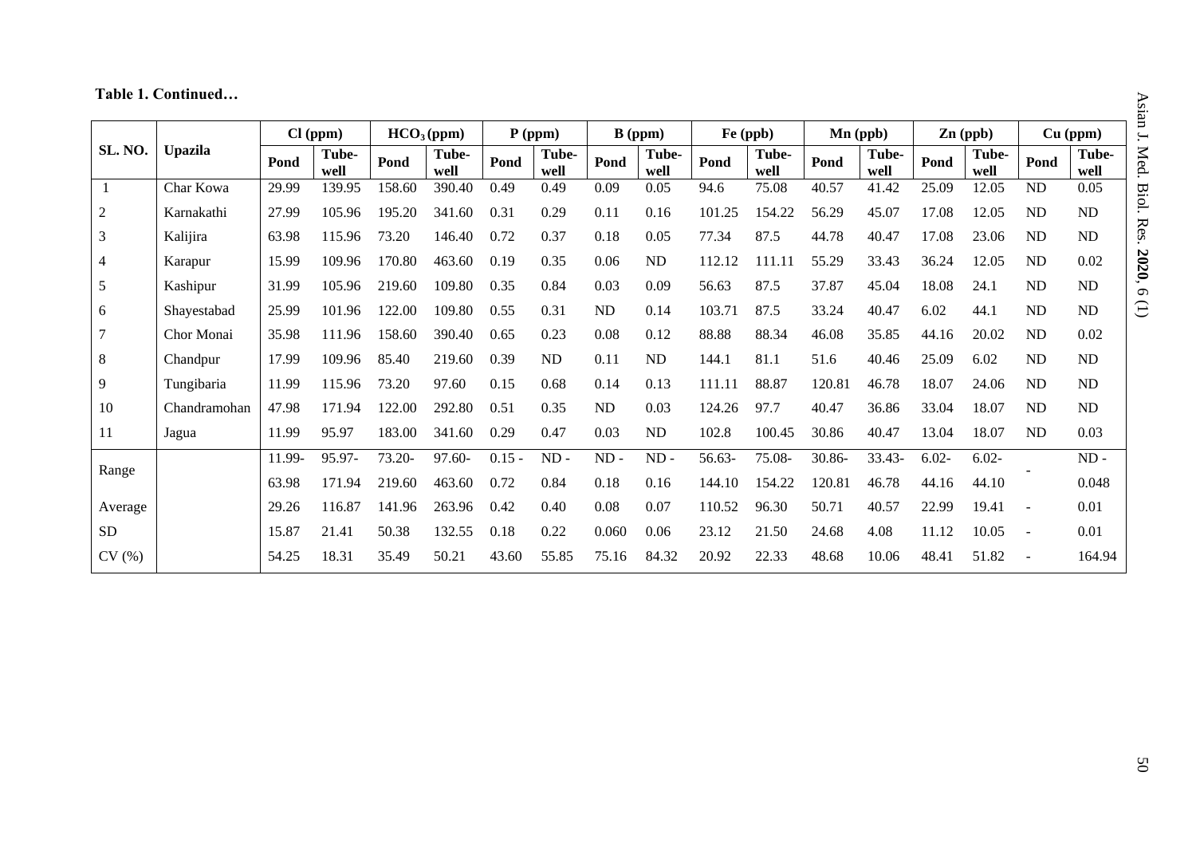**Table 1. Continued…**

| SL. NO. | Upazila | Cl (ppm) | | $HCO_3$ (ppm) | | P (ppm) | | B (ppm) | | Fe (ppb) | | Mn (ppb) | | Zn (ppb) | | Cu (ppm) | |
|---|---|---|---|---|---|---|---|---|---|---|---|---|---|---|---|---|---|
| | | Pond | Tube-well | Pond | Tube-well | Pond | Tube-well | Pond | Tube-well | Pond | Tube-well | Pond | Tube-well | Pond | Tube-well | Pond | Tube-well |
| 1 | Char Kowa | 29.99 | 139.95 | 158.60 | 390.40 | 0.49 | 0.49 | 0.09 | 0.05 | 94.6 | 75.08 | 40.57 | 41.42 | 25.09 | 12.05 | ND | 0.05 |
| 2 | Karnakathi | 27.99 | 105.96 | 195.20 | 341.60 | 0.31 | 0.29 | 0.11 | 0.16 | 101.25 | 154.22 | 56.29 | 45.07 | 17.08 | 12.05 | ND | ND |
| 3 | Kalijira | 63.98 | 115.96 | 73.20 | 146.40 | 0.72 | 0.37 | 0.18 | 0.05 | 77.34 | 87.5 | 44.78 | 40.47 | 17.08 | 23.06 | ND | ND |
| 4 | Karapur | 15.99 | 109.96 | 170.80 | 463.60 | 0.19 | 0.35 | 0.06 | ND | 112.12 | 111.11 | 55.29 | 33.43 | 36.24 | 12.05 | ND | 0.02 |
| 5 | Kashipur | 31.99 | 105.96 | 219.60 | 109.80 | 0.35 | 0.84 | 0.03 | 0.09 | 56.63 | 87.5 | 37.87 | 45.04 | 18.08 | 24.1 | ND | ND |
| 6 | Shayestabad | 25.99 | 101.96 | 122.00 | 109.80 | 0.55 | 0.31 | ND | 0.14 | 103.71 | 87.5 | 33.24 | 40.47 | 6.02 | 44.1 | ND | ND |
| 7 | Chor Monai | 35.98 | 111.96 | 158.60 | 390.40 | 0.65 | 0.23 | 0.08 | 0.12 | 88.88 | 88.34 | 46.08 | 35.85 | 44.16 | 20.02 | ND | 0.02 |
| 8 | Chandpur | 17.99 | 109.96 | 85.40 | 219.60 | 0.39 | ND | 0.11 | ND | 144.1 | 81.1 | 51.6 | 40.46 | 25.09 | 6.02 | ND | ND |
| 9 | Tungibaria | 11.99 | 115.96 | 73.20 | 97.60 | 0.15 | 0.68 | 0.14 | 0.13 | 111.11 | 88.87 | 120.81 | 46.78 | 18.07 | 24.06 | ND | ND |
| 10 | Chandramohan | 47.98 | 171.94 | 122.00 | 292.80 | 0.51 | 0.35 | ND | 0.03 | 124.26 | 97.7 | 40.47 | 36.86 | 33.04 | 18.07 | ND | ND |
| 11 | Jagua | 11.99 | 95.97 | 183.00 | 341.60 | 0.29 | 0.47 | 0.03 | ND | 102.8 | 100.45 | 30.86 | 40.47 | 13.04 | 18.07 | ND | 0.03 |
| Range | | 11.99-63.98 | 95.97-171.94 | 73.20-219.60 | 97.60-463.60 | 0.15 - 0.72 | ND - 0.84 | ND - 0.18 | ND - 0.16 | 56.63-144.10 | 75.08-154.22 | 30.86-120.81 | 33.43-46.78 | 6.02-44.16 | 6.02-44.10 | - | ND - 0.048 |
| Average | | 29.26 | 116.87 | 141.96 | 263.96 | 0.42 | 0.40 | 0.08 | 0.07 | 110.52 | 96.30 | 50.71 | 40.57 | 22.99 | 19.41 | - | 0.01 |
| SD | | 15.87 | 21.41 | 50.38 | 132.55 | 0.18 | 0.22 | 0.060 | 0.06 | 23.12 | 21.50 | 24.68 | 4.08 | 11.12 | 10.05 | - | 0.01 |
| CV (%) | | 54.25 | 18.31 | 35.49 | 50.21 | 43.60 | 55.85 | 75.16 | 84.32 | 20.92 | 22.33 | 48.68 | 10.06 | 48.41 | 51.82 | - | 164.94 |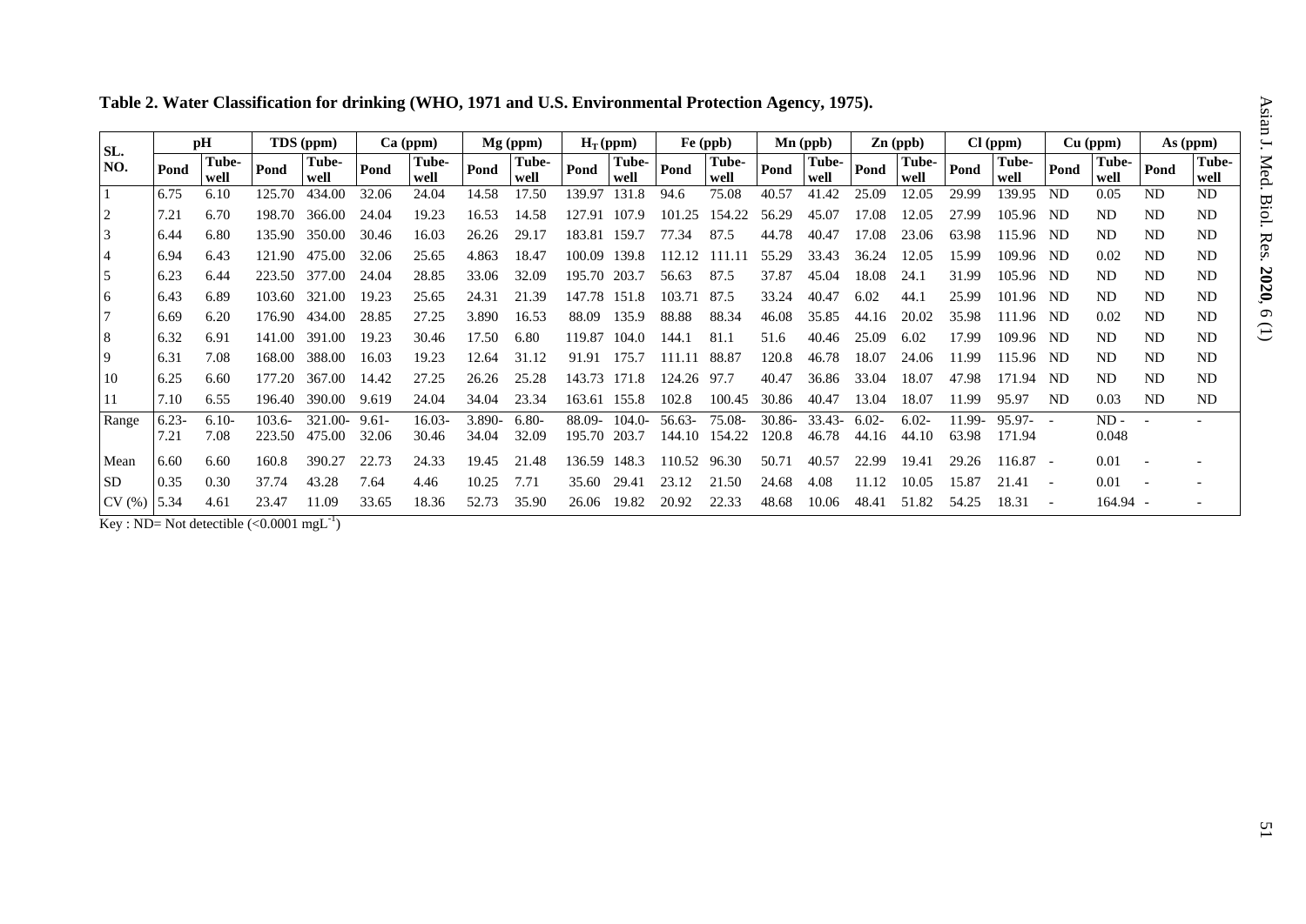**Table 2. Water Classification for drinking (WHO, 1971 and U.S. Environmental Protection Agency, 1975).**

| SL. NO. | pH | | TDS (ppm) | | Ca (ppm) | | Mg (ppm) | | $H_T$ (ppm) | | Fe (ppb) | | Mn (ppb) | | Zn (ppb) | | Cl (ppm) | | Cu (ppm) | | As (ppm) | |
|---|---|---|---|---|---|---|---|---|---|---|---|---|---|---|---|---|---|---|---|---|---|---|
| | Pond | Tube-well | Pond | Tube-well | Pond | Tube-well | Pond | Tube-well | Pond | Tube-well | Pond | Tube-well | Pond | Tube-well | Pond | Tube-well | Pond | Tube-well | Pond | Tube-well | Pond | Tube-well |
| 1 | 6.75 | 6.10 | 125.70 | 434.00 | 32.06 | 24.04 | 14.58 | 17.50 | 139.97 | 131.8 | 94.6 | 75.08 | 40.57 | 41.42 | 25.09 | 12.05 | 29.99 | 139.95 | ND | 0.05 | ND | ND |
| 2 | 7.21 | 6.70 | 198.70 | 366.00 | 24.04 | 19.23 | 16.53 | 14.58 | 127.91 | 107.9 | 101.25 | 154.22 | 56.29 | 45.07 | 17.08 | 12.05 | 27.99 | 105.96 | ND | ND | ND | ND |
| 3 | 6.44 | 6.80 | 135.90 | 350.00 | 30.46 | 16.03 | 26.26 | 29.17 | 183.81 | 159.7 | 77.34 | 87.5 | 44.78 | 40.47 | 17.08 | 23.06 | 63.98 | 115.96 | ND | ND | ND | ND |
| 4 | 6.94 | 6.43 | 121.90 | 475.00 | 32.06 | 25.65 | 4.863 | 18.47 | 100.09 | 139.8 | 112.12 | 111.11 | 55.29 | 33.43 | 36.24 | 12.05 | 15.99 | 109.96 | ND | 0.02 | ND | ND |
| 5 | 6.23 | 6.44 | 223.50 | 377.00 | 24.04 | 28.85 | 33.06 | 32.09 | 195.70 | 203.7 | 56.63 | 87.5 | 37.87 | 45.04 | 18.08 | 24.1 | 31.99 | 105.96 | ND | ND | ND | ND |
| 6 | 6.43 | 6.89 | 103.60 | 321.00 | 19.23 | 25.65 | 24.31 | 21.39 | 147.78 | 151.8 | 103.71 | 87.5 | 33.24 | 40.47 | 6.02 | 44.1 | 25.99 | 101.96 | ND | ND | ND | ND |
| 7 | 6.69 | 6.20 | 176.90 | 434.00 | 28.85 | 27.25 | 3.890 | 16.53 | 88.09 | 135.9 | 88.88 | 88.34 | 46.08 | 35.85 | 44.16 | 20.02 | 35.98 | 111.96 | ND | 0.02 | ND | ND |
| 8 | 6.32 | 6.91 | 141.00 | 391.00 | 19.23 | 30.46 | 17.50 | 6.80 | 119.87 | 104.0 | 144.1 | 81.1 | 51.6 | 40.46 | 25.09 | 6.02 | 17.99 | 109.96 | ND | ND | ND | ND |
| 9 | 6.31 | 7.08 | 168.00 | 388.00 | 16.03 | 19.23 | 12.64 | 31.12 | 91.91 | 175.7 | 111.11 | 88.87 | 120.8 | 46.78 | 18.07 | 24.06 | 11.99 | 115.96 | ND | ND | ND | ND |
| 10 | 6.25 | 6.60 | 177.20 | 367.00 | 14.42 | 27.25 | 26.26 | 25.28 | 143.73 | 171.8 | 124.26 | 97.7 | 40.47 | 36.86 | 33.04 | 18.07 | 47.98 | 171.94 | ND | ND | ND | ND |
| 11 | 7.10 | 6.55 | 196.40 | 390.00 | 9.619 | 24.04 | 34.04 | 23.34 | 163.61 | 155.8 | 102.8 | 100.45 | 30.86 | 40.47 | 13.04 | 18.07 | 11.99 | 95.97 | ND | 0.03 | ND | ND |
| Range | 6.23-7.21 | 6.10-7.08 | 103.6-223.50 | 321.00-475.00 | 9.61-32.06 | 16.03-30.46 | 3.890-34.04 | 6.80-32.09 | 88.09-195.70 | 104.0-203.7 | 56.63-144.10 | 75.08-154.22 | 30.86-120.8 | 33.43-46.78 | 6.02-44.16 | 6.02-44.10 | 11.99-63.98 | 95.97-171.94 | - | ND - 0.048 | - | - |
| Mean | 6.60 | 6.60 | 160.8 | 390.27 | 22.73 | 24.33 | 19.45 | 21.48 | 136.59 | 148.3 | 110.52 | 96.30 | 50.71 | 40.57 | 22.99 | 19.41 | 29.26 | 116.87 | - | 0.01 | - | - |
| SD | 0.35 | 0.30 | 37.74 | 43.28 | 7.64 | 4.46 | 10.25 | 7.71 | 35.60 | 29.41 | 23.12 | 21.50 | 24.68 | 4.08 | 11.12 | 10.05 | 15.87 | 21.41 | - | 0.01 | - | - |
| CV (%) | 5.34 | 4.61 | 23.47 | 11.09 | 33.65 | 18.36 | 52.73 | 35.90 | 26.06 | 19.82 | 20.92 | 22.33 | 48.68 | 10.06 | 48.41 | 51.82 | 54.25 | 18.31 | - | 164.94 | - | - |

Key : ND= Not detectible (<0.0001 $mgL^{-1}$)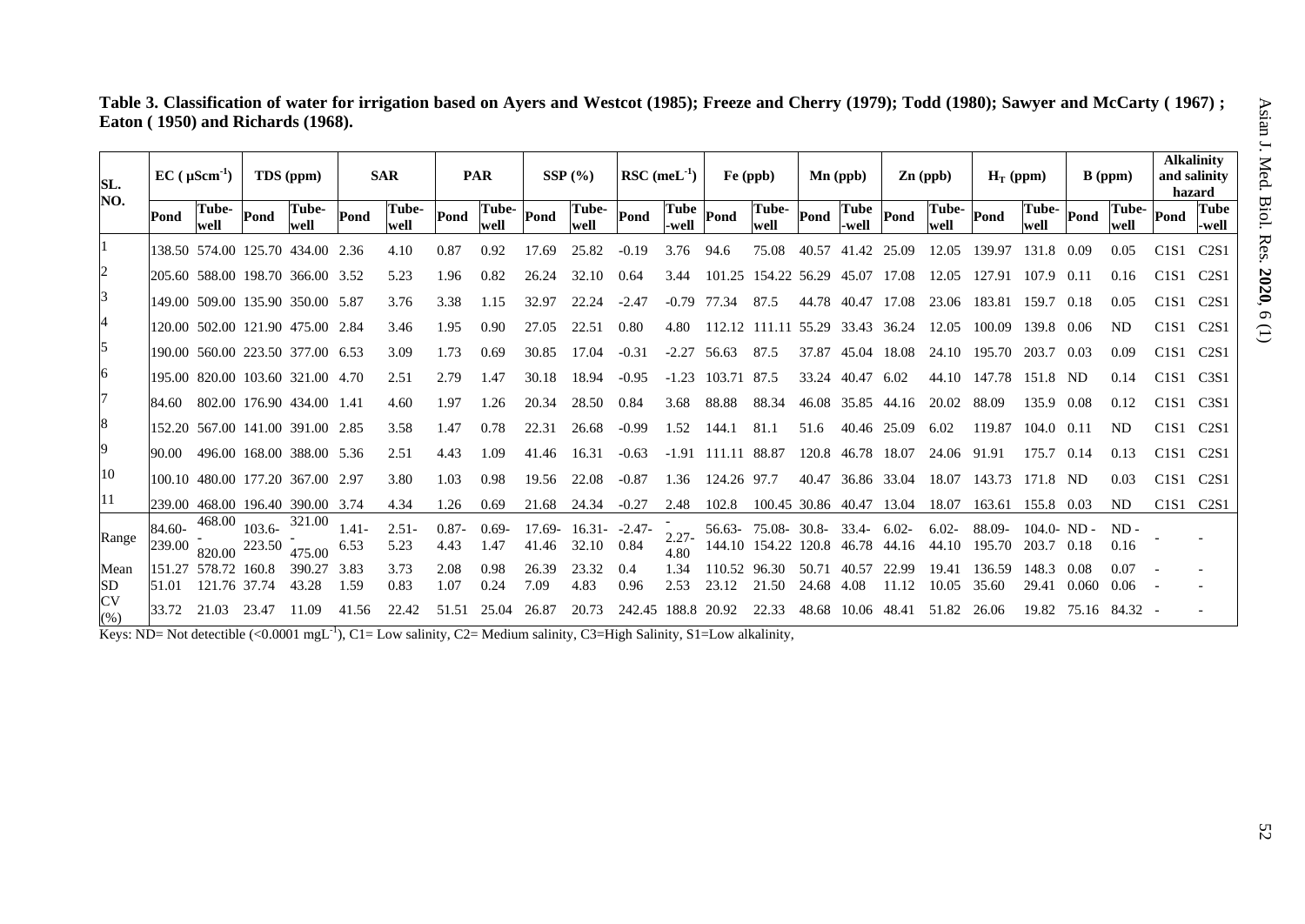**Table 3. Classification of water for irrigation based on Ayers and Westcot (1985); Freeze and Cherry (1979); Todd (1980); Sawyer and McCarty ( 1967) ; Eaton ( 1950) and Richards (1968).**

| SL. NO. | EC ( $\mu Scm^{-1}$) | | TDS (ppm) | | SAR | | PAR | | SSP (%) | | RSC ($meL^{-1}$) | | Fe (ppb) | | Mn (ppb) | | Zn (ppb) | | $H_T$ (ppm) | | B (ppm) | | Alkalinity and salinity hazard | |
|---|---|---|---|---|---|---|---|---|---|---|---|---|---|---|---|---|---|---|---|---|---|---|---|---|
| | Pond | Tube-well | Pond | Tube-well | Pond | Tube-well | Pond | Tube-well | Pond | Tube-well | Pond | Tube-well | Pond | Tube-well | Pond | Tube-well | Pond | Tube-well | Pond | Tube-well | Pond | Tube-well | Pond | Tube-well |
| 1 | 138.50 | 574.00 | 125.70 | 434.00 | 2.36 | 4.10 | 0.87 | 0.92 | 17.69 | 25.82 | -0.19 | 3.76 | 94.6 | 75.08 | 40.57 | 41.42 | 25.09 | 12.05 | 139.97 | 131.8 | 0.09 | 0.05 | C1S1 | C2S1 |
| 2 | 205.60 | 588.00 | 198.70 | 366.00 | 3.52 | 5.23 | 1.96 | 0.82 | 26.24 | 32.10 | 0.64 | 3.44 | 101.25 | 154.22 | 56.29 | 45.07 | 17.08 | 12.05 | 127.91 | 107.9 | 0.11 | 0.16 | C1S1 | C2S1 |
| 3 | 149.00 | 509.00 | 135.90 | 350.00 | 5.87 | 3.76 | 3.38 | 1.15 | 32.97 | 22.24 | -2.47 | -0.79 | 77.34 | 87.5 | 44.78 | 40.47 | 17.08 | 23.06 | 183.81 | 159.7 | 0.18 | 0.05 | C1S1 | C2S1 |
| 4 | 120.00 | 502.00 | 121.90 | 475.00 | 2.84 | 3.46 | 1.95 | 0.90 | 27.05 | 22.51 | 0.80 | 4.80 | 112.12 | 111.11 | 55.29 | 33.43 | 36.24 | 12.05 | 100.09 | 139.8 | 0.06 | ND | C1S1 | C2S1 |
| 5 | 190.00 | 560.00 | 223.50 | 377.00 | 6.53 | 3.09 | 1.73 | 0.69 | 30.85 | 17.04 | -0.31 | -2.27 | 56.63 | 87.5 | 37.87 | 45.04 | 18.08 | 24.10 | 195.70 | 203.7 | 0.03 | 0.09 | C1S1 | C2S1 |
| 6 | 195.00 | 820.00 | 103.60 | 321.00 | 4.70 | 2.51 | 2.79 | 1.47 | 30.18 | 18.94 | -0.95 | -1.23 | 103.71 | 87.5 | 33.24 | 40.47 | 6.02 | 44.10 | 147.78 | 151.8 | ND | 0.14 | C1S1 | C3S1 |
| 7 | 84.60 | 802.00 | 176.90 | 434.00 | 1.41 | 4.60 | 1.97 | 1.26 | 20.34 | 28.50 | 0.84 | 3.68 | 88.88 | 88.34 | 46.08 | 35.85 | 44.16 | 20.02 | 88.09 | 135.9 | 0.08 | 0.12 | C1S1 | C3S1 |
| 8 | 152.20 | 567.00 | 141.00 | 391.00 | 2.85 | 3.58 | 1.47 | 0.78 | 22.31 | 26.68 | -0.99 | 1.52 | 144.1 | 81.1 | 51.6 | 40.46 | 25.09 | 6.02 | 119.87 | 104.0 | 0.11 | ND | C1S1 | C2S1 |
| 9 | 90.00 | 496.00 | 168.00 | 388.00 | 5.36 | 2.51 | 4.43 | 1.09 | 41.46 | 16.31 | -0.63 | -1.91 | 111.11 | 88.87 | 120.8 | 46.78 | 18.07 | 24.06 | 91.91 | 175.7 | 0.14 | 0.13 | C1S1 | C2S1 |
| 10 | 100.10 | 480.00 | 177.20 | 367.00 | 2.97 | 3.80 | 1.03 | 0.98 | 19.56 | 22.08 | -0.87 | 1.36 | 124.26 | 97.7 | 40.47 | 36.86 | 33.04 | 18.07 | 143.73 | 171.8 | ND | 0.03 | C1S1 | C2S1 |
| 11 | 239.00 | 468.00 | 196.40 | 390.00 | 3.74 | 4.34 | 1.26 | 0.69 | 21.68 | 24.34 | -0.27 | 2.48 | 102.8 | 100.45 | 30.86 | 40.47 | 13.04 | 18.07 | 163.61 | 155.8 | 0.03 | ND | C1S1 | C2S1 |
| Range | 84.60-239.00 | 468.00-820.00 | 103.6-223.50 | 321.00-475.00 | 1.41-6.53 | 2.51-5.23 | 0.87-4.43 | 0.69-1.47 | 17.69-41.46 | 16.31-32.10 | -2.47-0.84 | -2.27-4.80 | 56.63-144.10 | 75.08-154.22 | 30.8-120.8 | 33.4-46.78 | 6.02-44.16 | 6.02-44.10 | 88.09-195.70 | 104.0-203.7 | ND-0.18 | ND-0.16 | - | - |
| Mean | 151.27 | 578.72 | 160.8 | 390.27 | 3.83 | 3.73 | 2.08 | 0.98 | 26.39 | 23.32 | 0.4 | 1.34 | 110.52 | 96.30 | 50.71 | 40.57 | 22.99 | 19.41 | 136.59 | 148.3 | 0.08 | 0.07 | - | - |
| SD | 51.01 | 121.76 | 37.74 | 43.28 | 1.59 | 0.83 | 1.07 | 0.24 | 7.09 | 4.83 | 0.96 | 2.53 | 23.12 | 21.50 | 24.68 | 4.08 | 11.12 | 10.05 | 35.60 | 29.41 | 0.060 | 0.06 | - | - |
| CV (%) | 33.72 | 21.03 | 23.47 | 11.09 | 41.56 | 22.42 | 51.51 | 25.04 | 26.87 | 20.73 | 242.45 | 188.8 | 20.92 | 22.33 | 48.68 | 10.06 | 48.41 | 51.82 | 26.06 | 19.82 | 75.16 | 84.32 | - | - |

Keys: ND= Not detectible (<0.0001 $mgL^{-1}$), C1= Low salinity, C2= Medium salinity, C3=High Salinity, S1=Low alkalinity,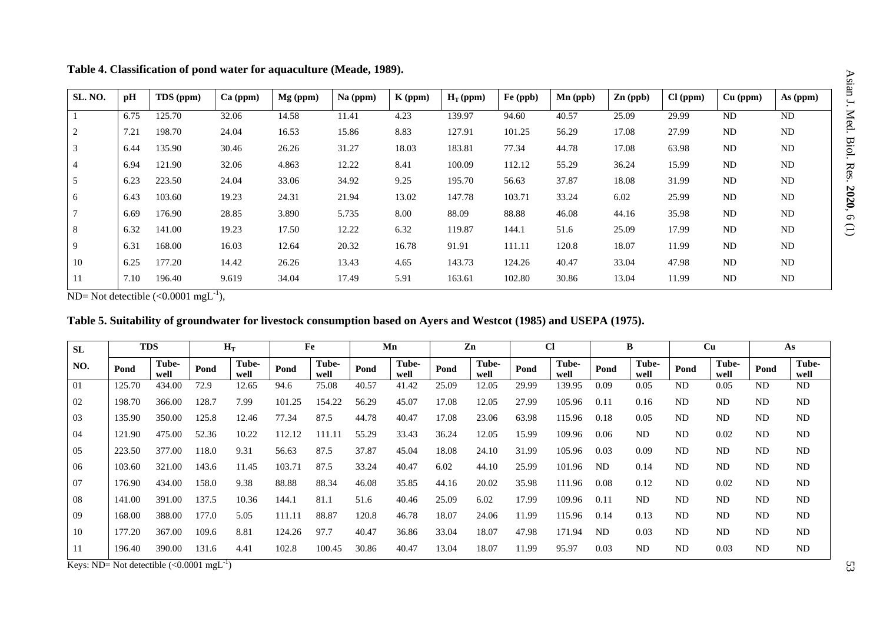**Table 4. Classification of pond water for aquaculture (Meade, 1989).**

| SL. NO. | pH | TDS (ppm) | Ca (ppm) | Mg (ppm) | Na (ppm) | K (ppm) | $H_T$ (ppm) | Fe (ppb) | Mn (ppb) | Zn (ppb) | Cl (ppm) | Cu (ppm) | As (ppm) |
|---|---|---|---|---|---|---|---|---|---|---|---|---|---|
| 1 | 6.75 | 125.70 | 32.06 | 14.58 | 11.41 | 4.23 | 139.97 | 94.60 | 40.57 | 25.09 | 29.99 | ND | ND |
| 2 | 7.21 | 198.70 | 24.04 | 16.53 | 15.86 | 8.83 | 127.91 | 101.25 | 56.29 | 17.08 | 27.99 | ND | ND |
| 3 | 6.44 | 135.90 | 30.46 | 26.26 | 31.27 | 18.03 | 183.81 | 77.34 | 44.78 | 17.08 | 63.98 | ND | ND |
| 4 | 6.94 | 121.90 | 32.06 | 4.863 | 12.22 | 8.41 | 100.09 | 112.12 | 55.29 | 36.24 | 15.99 | ND | ND |
| 5 | 6.23 | 223.50 | 24.04 | 33.06 | 34.92 | 9.25 | 195.70 | 56.63 | 37.87 | 18.08 | 31.99 | ND | ND |
| 6 | 6.43 | 103.60 | 19.23 | 24.31 | 21.94 | 13.02 | 147.78 | 103.71 | 33.24 | 6.02 | 25.99 | ND | ND |
| 7 | 6.69 | 176.90 | 28.85 | 3.890 | 5.735 | 8.00 | 88.09 | 88.88 | 46.08 | 44.16 | 35.98 | ND | ND |
| 8 | 6.32 | 141.00 | 19.23 | 17.50 | 12.22 | 6.32 | 119.87 | 144.1 | 51.6 | 25.09 | 17.99 | ND | ND |
| 9 | 6.31 | 168.00 | 16.03 | 12.64 | 20.32 | 16.78 | 91.91 | 111.11 | 120.8 | 18.07 | 11.99 | ND | ND |
| 10 | 6.25 | 177.20 | 14.42 | 26.26 | 13.43 | 4.65 | 143.73 | 124.26 | 40.47 | 33.04 | 47.98 | ND | ND |
| 11 | 7.10 | 196.40 | 9.619 | 34.04 | 17.49 | 5.91 | 163.61 | 102.80 | 30.86 | 13.04 | 11.99 | ND | ND |

ND= Not detectible (<0.0001 $mgL^{-1}$),

**Table 5. Suitability of groundwater for livestock consumption based on Ayers and Westcot (1985) and USEPA (1975).**

| SL NO. | TDS | | $H_T$ | | Fe | | Mn | | Zn | | Cl | | B | | Cu | | As | |
|---|---|---|---|---|---|---|---|---|---|---|---|---|---|---|---|---|---|---|
| | Pond | Tube-well | Pond | Tube-well | Pond | Tube-well | Pond | Tube-well | Pond | Tube-well | Pond | Tube-well | Pond | Tube-well | Pond | Tube-well | Pond | Tube-well |
| 01 | 125.70 | 434.00 | 72.9 | 12.65 | 94.6 | 75.08 | 40.57 | 41.42 | 25.09 | 12.05 | 29.99 | 139.95 | 0.09 | 0.05 | ND | 0.05 | ND | ND |
| 02 | 198.70 | 366.00 | 128.7 | 7.99 | 101.25 | 154.22 | 56.29 | 45.07 | 17.08 | 12.05 | 27.99 | 105.96 | 0.11 | 0.16 | ND | ND | ND | ND |
| 03 | 135.90 | 350.00 | 125.8 | 12.46 | 77.34 | 87.5 | 44.78 | 40.47 | 17.08 | 23.06 | 63.98 | 115.96 | 0.18 | 0.05 | ND | ND | ND | ND |
| 04 | 121.90 | 475.00 | 52.36 | 10.22 | 112.12 | 111.11 | 55.29 | 33.43 | 36.24 | 12.05 | 15.99 | 109.96 | 0.06 | ND | ND | 0.02 | ND | ND |
| 05 | 223.50 | 377.00 | 118.0 | 9.31 | 56.63 | 87.5 | 37.87 | 45.04 | 18.08 | 24.10 | 31.99 | 105.96 | 0.03 | 0.09 | ND | ND | ND | ND |
| 06 | 103.60 | 321.00 | 143.6 | 11.45 | 103.71 | 87.5 | 33.24 | 40.47 | 6.02 | 44.10 | 25.99 | 101.96 | ND | 0.14 | ND | ND | ND | ND |
| 07 | 176.90 | 434.00 | 158.0 | 9.38 | 88.88 | 88.34 | 46.08 | 35.85 | 44.16 | 20.02 | 35.98 | 111.96 | 0.08 | 0.12 | ND | 0.02 | ND | ND |
| 08 | 141.00 | 391.00 | 137.5 | 10.36 | 144.1 | 81.1 | 51.6 | 40.46 | 25.09 | 6.02 | 17.99 | 109.96 | 0.11 | ND | ND | ND | ND | ND |
| 09 | 168.00 | 388.00 | 177.0 | 5.05 | 111.11 | 88.87 | 120.8 | 46.78 | 18.07 | 24.06 | 11.99 | 115.96 | 0.14 | 0.13 | ND | ND | ND | ND |
| 10 | 177.20 | 367.00 | 109.6 | 8.81 | 124.26 | 97.7 | 40.47 | 36.86 | 33.04 | 18.07 | 47.98 | 171.94 | ND | 0.03 | ND | ND | ND | ND |
| 11 | 196.40 | 390.00 | 131.6 | 4.41 | 102.8 | 100.45 | 30.86 | 40.47 | 13.04 | 18.07 | 11.99 | 95.97 | 0.03 | ND | ND | 0.03 | ND | ND |

Keys: ND= Not detectible (<0.0001 $mgL^{-1}$)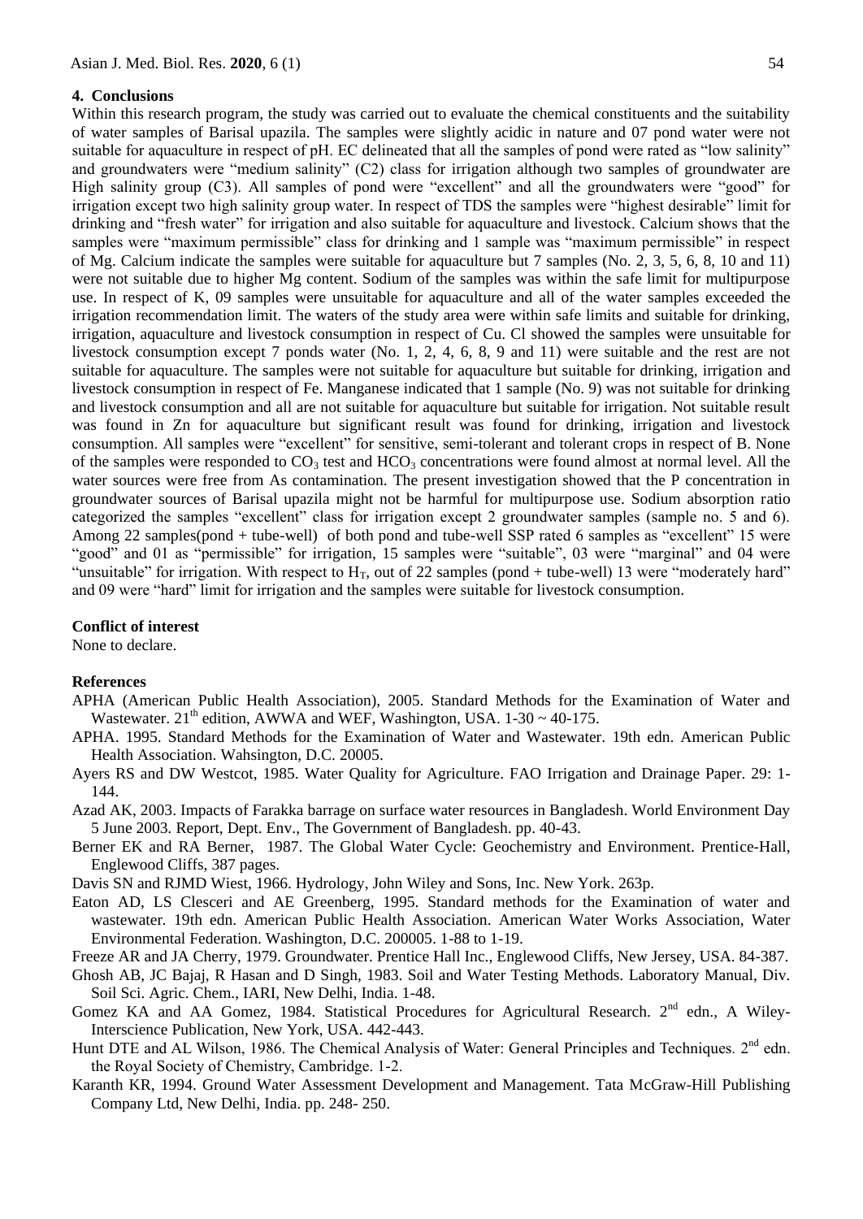## 4. Conclusions

Within this research program, the study was carried out to evaluate the chemical constituents and the suitability of water samples of Barisal upazila. The samples were slightly acidic in nature and 07 pond water were not suitable for aquaculture in respect of pH. EC delineated that all the samples of pond were rated as "low salinity" and groundwaters were "medium salinity" (C2) class for irrigation although two samples of groundwater are High salinity group (C3). All samples of pond were "excellent" and all the groundwaters were "good" for irrigation except two high salinity group water. In respect of TDS the samples were "highest desirable" limit for drinking and "fresh water" for irrigation and also suitable for aquaculture and livestock. Calcium shows that the samples were "maximum permissible" class for drinking and 1 sample was "maximum permissible" in respect of Mg. Calcium indicate the samples were suitable for aquaculture but 7 samples (No. 2, 3, 5, 6, 8, 10 and 11) were not suitable due to higher Mg content. Sodium of the samples was within the safe limit for multipurpose use. In respect of K, 09 samples were unsuitable for aquaculture and all of the water samples exceeded the irrigation recommendation limit. The waters of the study area were within safe limits and suitable for drinking, irrigation, aquaculture and livestock consumption in respect of Cu. Cl showed the samples were unsuitable for livestock consumption except 7 ponds water (No. 1, 2, 4, 6, 8, 9 and 11) were suitable and the rest are not suitable for aquaculture. The samples were not suitable for aquaculture but suitable for drinking, irrigation and livestock consumption in respect of Fe. Manganese indicated that 1 sample (No. 9) was not suitable for drinking and livestock consumption and all are not suitable for aquaculture but suitable for irrigation. Not suitable result was found in Zn for aquaculture but significant result was found for drinking, irrigation and livestock consumption. All samples were "excellent" for sensitive, semi-tolerant and tolerant crops in respect of B. None of the samples were responded to $CO_3$ test and $HCO_3$ concentrations were found almost at normal level. All the water sources were free from As contamination. The present investigation showed that the P concentration in groundwater sources of Barisal upazila might not be harmful for multipurpose use. Sodium absorption ratio categorized the samples "excellent" class for irrigation except 2 groundwater samples (sample no. 5 and 6). Among 22 samples(pond + tube-well) of both pond and tube-well SSP rated 6 samples as "excellent" 15 were "good" and 01 as "permissible" for irrigation, 15 samples were "suitable", 03 were "marginal" and 04 were "unsuitable" for irrigation. With respect to $H_T$, out of 22 samples (pond + tube-well) 13 were "moderately hard" and 09 were "hard" limit for irrigation and the samples were suitable for livestock consumption.

### Conflict of interest

None to declare.

### References

APHA (American Public Health Association), 2005. Standard Methods for the Examination of Water and Wastewater. 21th edition, AWWA and WEF, Washington, USA. 1-30 ~ 40-175.

APHA. 1995. Standard Methods for the Examination of Water and Wastewater. 19th edn. American Public Health Association. Wahsington, D.C. 20005.

Ayers RS and DW Westcot, 1985. Water Quality for Agriculture. FAO Irrigation and Drainage Paper. 29: 1-144.

Azad AK, 2003. Impacts of Farakka barrage on surface water resources in Bangladesh. World Environment Day 5 June 2003. Report, Dept. Env., The Government of Bangladesh. pp. 40-43.

Berner EK and RA Berner, 1987. The Global Water Cycle: Geochemistry and Environment. Prentice-Hall, Englewood Cliffs, 387 pages.

Davis SN and RJMD Wiest, 1966. Hydrology, John Wiley and Sons, Inc. New York. 263p.

Eaton AD, LS Clesceri and AE Greenberg, 1995. Standard methods for the Examination of water and wastewater. 19th edn. American Public Health Association. American Water Works Association, Water Environmental Federation. Washington, D.C. 200005. 1-88 to 1-19.

Freeze AR and JA Cherry, 1979. Groundwater. Prentice Hall Inc., Englewood Cliffs, New Jersey, USA. 84-387.

Ghosh AB, JC Bajaj, R Hasan and D Singh, 1983. Soil and Water Testing Methods. Laboratory Manual, Div. Soil Sci. Agric. Chem., IARI, New Delhi, India. 1-48.

Gomez KA and AA Gomez, 1984. Statistical Procedures for Agricultural Research. 2nd edn., A Wiley-Interscience Publication, New York, USA. 442-443.

Hunt DTE and AL Wilson, 1986. The Chemical Analysis of Water: General Principles and Techniques. 2nd edn. the Royal Society of Chemistry, Cambridge. 1-2.

Karanth KR, 1994. Ground Water Assessment Development and Management. Tata McGraw-Hill Publishing Company Ltd, New Delhi, India. pp. 248- 250.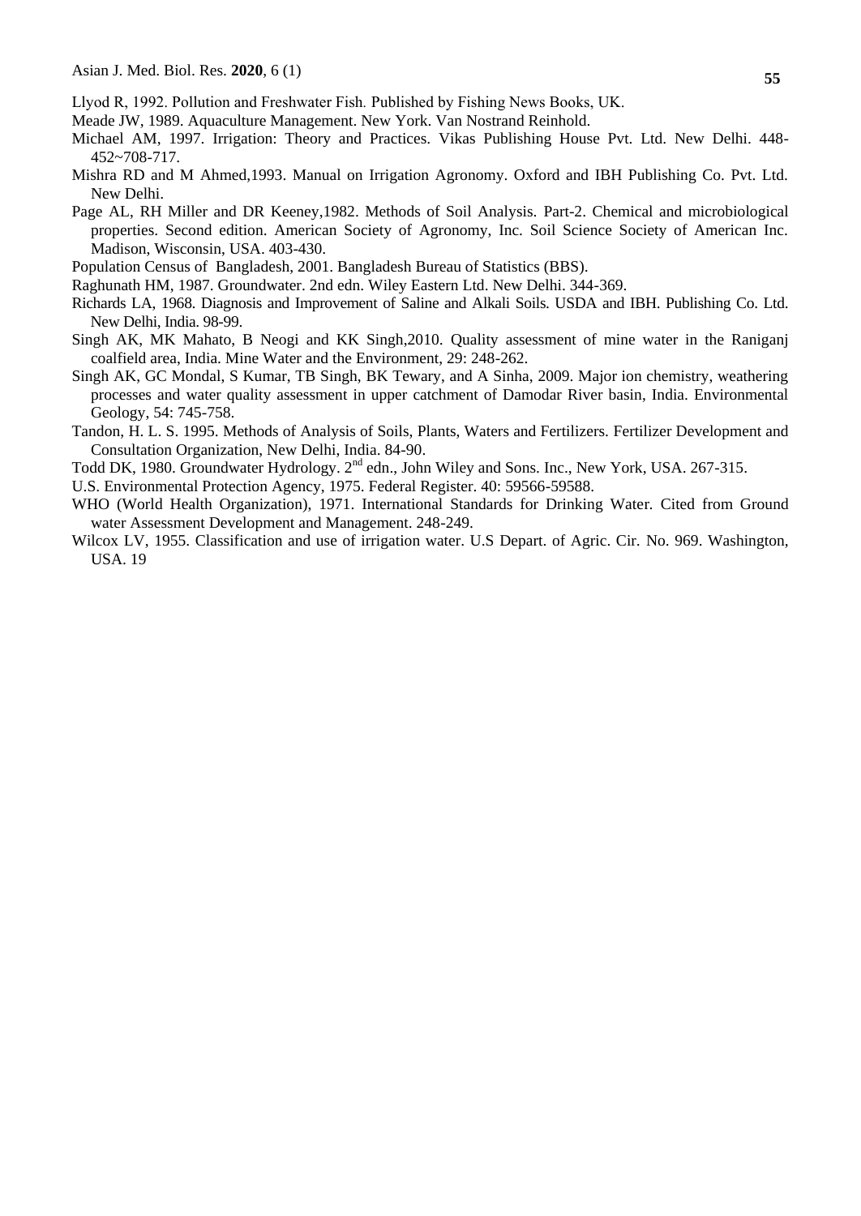Llyod R, 1992. Pollution and Freshwater Fish. Published by Fishing News Books, UK.

Meade JW, 1989. Aquaculture Management. New York. Van Nostrand Reinhold.

Michael AM, 1997. Irrigation: Theory and Practices. Vikas Publishing House Pvt. Ltd. New Delhi. 448-452~708-717.

Mishra RD and M Ahmed,1993. Manual on Irrigation Agronomy. Oxford and IBH Publishing Co. Pvt. Ltd. New Delhi.

Page AL, RH Miller and DR Keeney,1982. Methods of Soil Analysis. Part-2. Chemical and microbiological properties. Second edition. American Society of Agronomy, Inc. Soil Science Society of American Inc. Madison, Wisconsin, USA. 403-430.

Population Census of Bangladesh, 2001. Bangladesh Bureau of Statistics (BBS).

Raghunath HM, 1987. Groundwater. 2nd edn. Wiley Eastern Ltd. New Delhi. 344-369.

Richards LA, 1968. Diagnosis and Improvement of Saline and Alkali Soils. USDA and IBH. Publishing Co. Ltd. New Delhi, India. 98-99.

Singh AK, MK Mahato, B Neogi and KK Singh,2010. Quality assessment of mine water in the Raniganj coalfield area, India. Mine Water and the Environment, 29: 248-262.

Singh AK, GC Mondal, S Kumar, TB Singh, BK Tewary, and A Sinha, 2009. Major ion chemistry, weathering processes and water quality assessment in upper catchment of Damodar River basin, India. Environmental Geology, 54: 745-758.

Tandon, H. L. S. 1995. Methods of Analysis of Soils, Plants, Waters and Fertilizers. Fertilizer Development and Consultation Organization, New Delhi, India. 84-90.

Todd DK, 1980. Groundwater Hydrology. 2nd edn., John Wiley and Sons. Inc., New York, USA. 267-315.

U.S. Environmental Protection Agency, 1975. Federal Register. 40: 59566-59588.

WHO (World Health Organization), 1971. International Standards for Drinking Water. Cited from Ground water Assessment Development and Management. 248-249.

Wilcox LV, 1955. Classification and use of irrigation water. U.S Depart. of Agric. Cir. No. 969. Washington, USA. 19